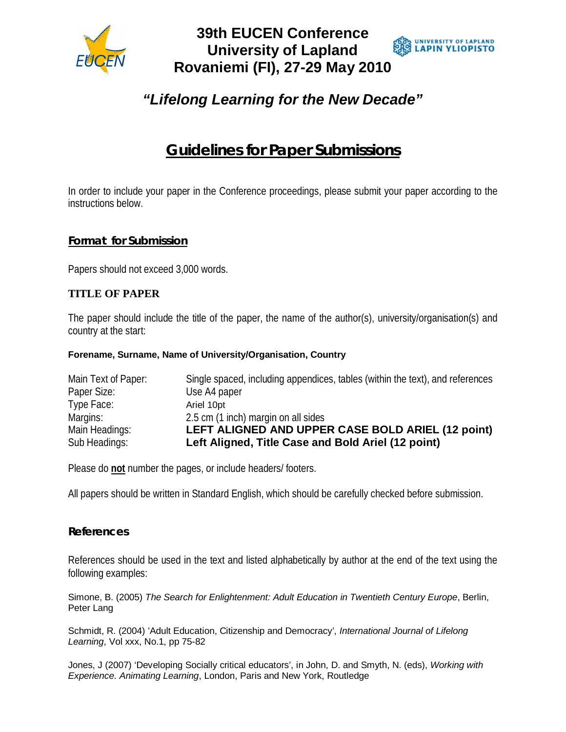# 39th EUCEN Conference
# University of Lapland
# Rovaniemi (FI), 27-29 May 2010

## *"Lifelong Learning for the New Decade"*

## Guidelines for Paper Submissions

In order to include your paper in the Conference proceedings, please submit your paper according to the instructions below.

### Format for Submission

Papers should not exceed 3,000 words.

**TITLE OF PAPER**

The paper should include the title of the paper, the name of the author(s), university/organisation(s) and country at the start:

**Forename, Surname, Name of University/Organisation, Country**

| | |
|---|---|
| Main Text of Paper: | Single spaced, including appendices, tables (within the text), and references |
| Paper Size: | Use A4 paper |
| Type Face: | Ariel 10pt |
| Margins: | 2.5 cm (1 inch) margin on all sides |
| Main Headings: | **LEFT ALIGNED AND UPPER CASE BOLD ARIEL (12 point)** |
| Sub Headings: | **Left Aligned, Title Case and Bold Ariel (12 point)** |

Please do **not** number the pages, or include headers/ footers.

All papers should be written in Standard English, which should be carefully checked before submission.

### References

References should be used in the text and listed alphabetically by author at the end of the text using the following examples:

Simone, B. (2005) *The Search for Enlightenment: Adult Education in Twentieth Century Europe*, Berlin, Peter Lang

Schmidt, R. (2004) 'Adult Education, Citizenship and Democracy', *International Journal of Lifelong Learning*, Vol xxx, No.1, pp 75-82

Jones, J (2007) 'Developing Socially critical educators', in John, D. and Smyth, N. (eds), *Working with Experience. Animating Learning*, London, Paris and New York, Routledge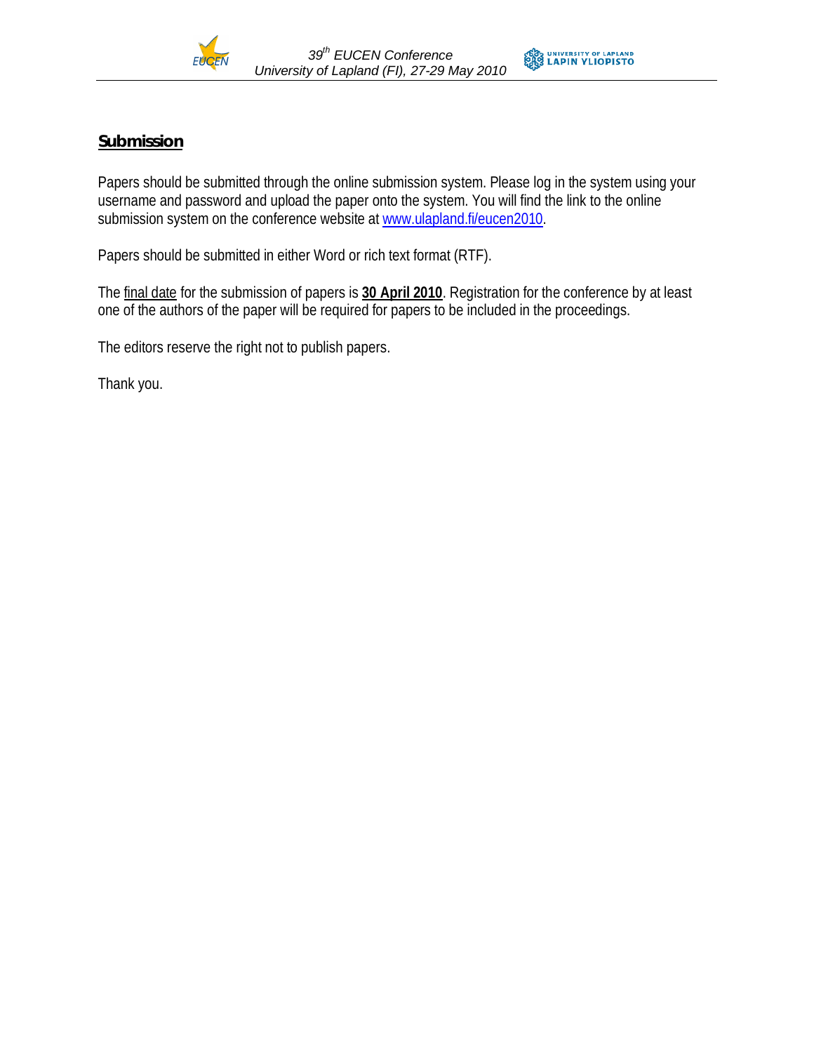## Submission

Papers should be submitted through the online submission system. Please log in the system using your username and password and upload the paper onto the system. You will find the link to the online submission system on the conference website at www.ulapland.fi/eucen2010.

Papers should be submitted in either Word or rich text format (RTF).

The final date for the submission of papers is **30 April 2010**. Registration for the conference by at least one of the authors of the paper will be required for papers to be included in the proceedings.

The editors reserve the right not to publish papers.

Thank you.